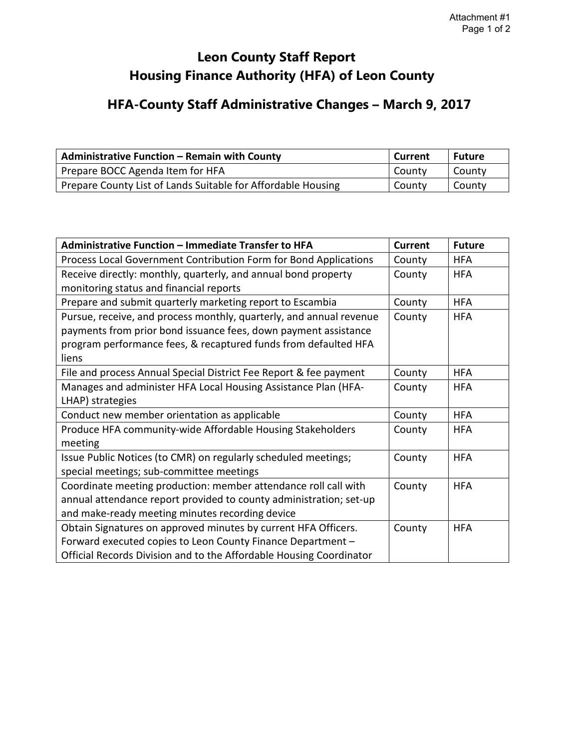# Leon County Staff Report
# Housing Finance Authority (HFA) of Leon County

## HFA-County Staff Administrative Changes – March 9, 2017

| Administrative Function – Remain with County | Current | Future |
|---|---|---|
| Prepare BOCC Agenda Item for HFA | County | County |
| Prepare County List of Lands Suitable for Affordable Housing | County | County |

| Administrative Function – Immediate Transfer to HFA | Current | Future |
|---|---|---|
| Process Local Government Contribution Form for Bond Applications | County | HFA |
| Receive directly: monthly, quarterly, and annual bond property monitoring status and financial reports | County | HFA |
| Prepare and submit quarterly marketing report to Escambia | County | HFA |
| Pursue, receive, and process monthly, quarterly, and annual revenue payments from prior bond issuance fees, down payment assistance program performance fees, & recaptured funds from defaulted HFA liens | County | HFA |
| File and process Annual Special District Fee Report & fee payment | County | HFA |
| Manages and administer HFA Local Housing Assistance Plan (HFA-LHAP) strategies | County | HFA |
| Conduct new member orientation as applicable | County | HFA |
| Produce HFA community-wide Affordable Housing Stakeholders meeting | County | HFA |
| Issue Public Notices (to CMR) on regularly scheduled meetings; special meetings; sub-committee meetings | County | HFA |
| Coordinate meeting production: member attendance roll call with annual attendance report provided to county administration; set-up and make-ready meeting minutes recording device | County | HFA |
| Obtain Signatures on approved minutes by current HFA Officers. Forward executed copies to Leon County Finance Department – Official Records Division and to the Affordable Housing Coordinator | County | HFA |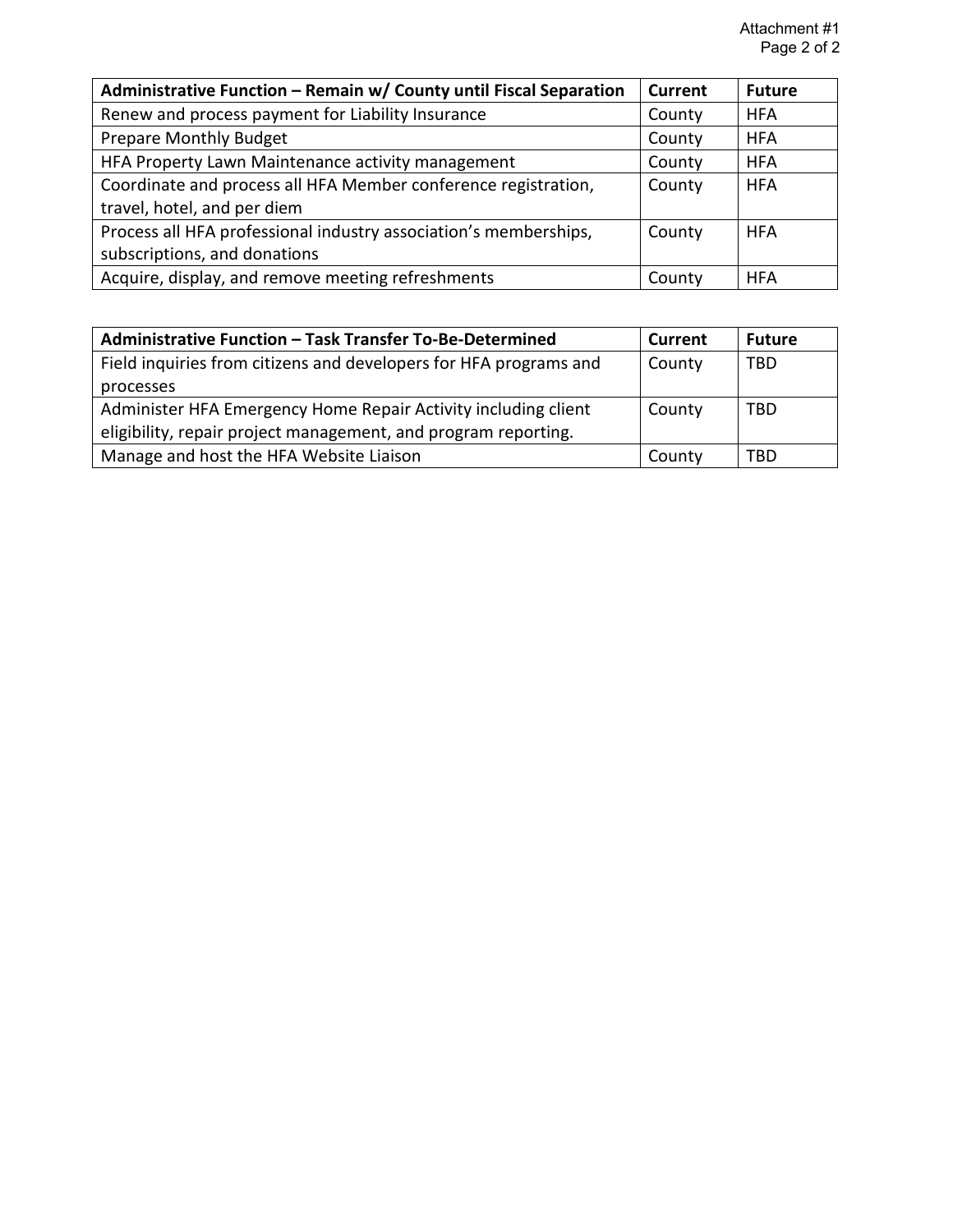| Administrative Function – Remain w/ County until Fiscal Separation | Current | Future |
| --- | --- | --- |
| Renew and process payment for Liability Insurance | County | HFA |
| Prepare Monthly Budget | County | HFA |
| HFA Property Lawn Maintenance activity management | County | HFA |
| Coordinate and process all HFA Member conference registration, travel, hotel, and per diem | County | HFA |
| Process all HFA professional industry association's memberships, subscriptions, and donations | County | HFA |
| Acquire, display, and remove meeting refreshments | County | HFA |

| Administrative Function – Task Transfer To-Be-Determined | Current | Future |
| --- | --- | --- |
| Field inquiries from citizens and developers for HFA programs and processes | County | TBD |
| Administer HFA Emergency Home Repair Activity including client eligibility, repair project management, and program reporting. | County | TBD |
| Manage and host the HFA Website Liaison | County | TBD |